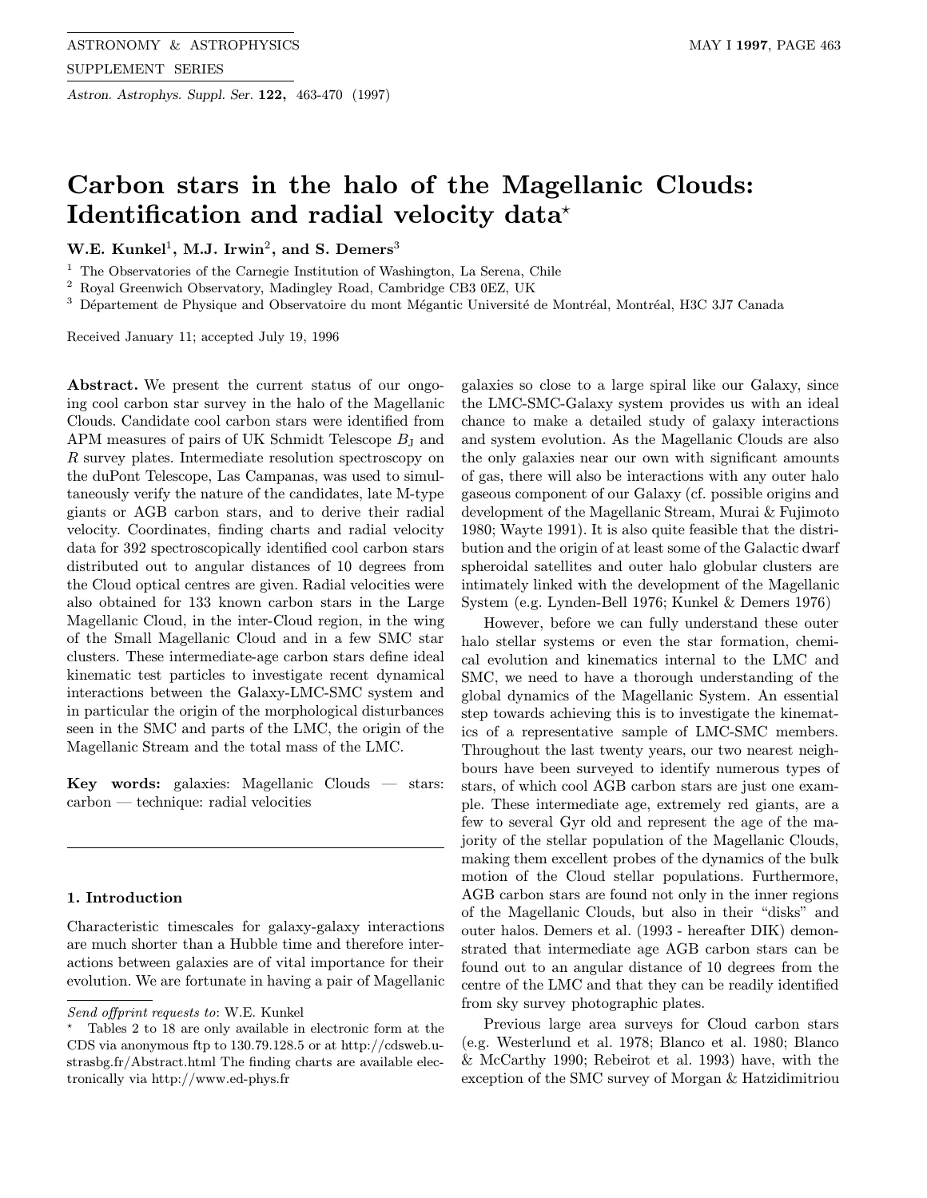# Carbon stars in the halo of the Magellanic Clouds: Identification and radial velocity data*

**W.E. Kunkel[1], M.J. Irwin[2], and S. Demers[3]**

[1] The Observatories of the Carnegie Institution of Washington, La Serena, Chile
[2] Royal Greenwich Observatory, Madingley Road, Cambridge CB3 0EZ, UK
[3] Département de Physique and Observatoire du mont Mégantic Université de Montréal, Montréal, H3C 3J7 Canada

Received January 11; accepted July 19, 1996

**Abstract.** We present the current status of our ongoing cool carbon star survey in the halo of the Magellanic Clouds. Candidate cool carbon stars were identified from APM measures of pairs of UK Schmidt Telescope $B_J$ and $R$ survey plates. Intermediate resolution spectroscopy on the duPont Telescope, Las Campanas, was used to simultaneously verify the nature of the candidates, late M-type giants or AGB carbon stars, and to derive their radial velocity. Coordinates, finding charts and radial velocity data for 392 spectroscopically identified cool carbon stars distributed out to angular distances of 10 degrees from the Cloud optical centres are given. Radial velocities were also obtained for 133 known carbon stars in the Large Magellanic Cloud, in the inter-Cloud region, in the wing of the Small Magellanic Cloud and in a few SMC star clusters. These intermediate-age carbon stars define ideal kinematic test particles to investigate recent dynamical interactions between the Galaxy-LMC-SMC system and in particular the origin of the morphological disturbances seen in the SMC and parts of the LMC, the origin of the Magellanic Stream and the total mass of the LMC.

**Key words:** galaxies: Magellanic Clouds — stars: carbon — technique: radial velocities

## 1. Introduction

Characteristic timescales for galaxy-galaxy interactions are much shorter than a Hubble time and therefore interactions between galaxies are of vital importance for their evolution. We are fortunate in having a pair of Magellanic galaxies so close to a large spiral like our Galaxy, since the LMC-SMC-Galaxy system provides us with an ideal chance to make a detailed study of galaxy interactions and system evolution. As the Magellanic Clouds are also the only galaxies near our own with significant amounts of gas, there will also be interactions with any outer halo gaseous component of our Galaxy (cf. possible origins and development of the Magellanic Stream, Murai & Fujimoto 1980; Wayte 1991). It is also quite feasible that the distribution and the origin of at least some of the Galactic dwarf spheroidal satellites and outer halo globular clusters are intimately linked with the development of the Magellanic System (e.g. Lynden-Bell 1976; Kunkel & Demers 1976)

However, before we can fully understand these outer halo stellar systems or even the star formation, chemical evolution and kinematics internal to the LMC and SMC, we need to have a thorough understanding of the global dynamics of the Magellanic System. An essential step towards achieving this is to investigate the kinematics of a representative sample of LMC-SMC members. Throughout the last twenty years, our two nearest neighbours have been surveyed to identify numerous types of stars, of which cool AGB carbon stars are just one example. These intermediate age, extremely red giants, are a few to several Gyr old and represent the age of the majority of the stellar population of the Magellanic Clouds, making them excellent probes of the dynamics of the bulk motion of the Cloud stellar populations. Furthermore, AGB carbon stars are found not only in the inner regions of the Magellanic Clouds, but also in their "disks" and outer halos. Demers et al. (1993 - hereafter DIK) demonstrated that intermediate age AGB carbon stars can be found out to an angular distance of 10 degrees from the centre of the LMC and that they can be readily identified from sky survey photographic plates.

Previous large area surveys for Cloud carbon stars (e.g. Westerlund et al. 1978; Blanco et al. 1980; Blanco & McCarthy 1990; Rebeirot et al. 1993) have, with the exception of the SMC survey of Morgan & Hatzidimitriou

---

*Send offprint requests to*: W.E. Kunkel

* Tables 2 to 18 are only available in electronic form at the CDS via anonymous ftp to 130.79.128.5 or at http://cdsweb.u-strasbg.fr/Abstract.html The finding charts are available electronically via http://www.ed-phys.fr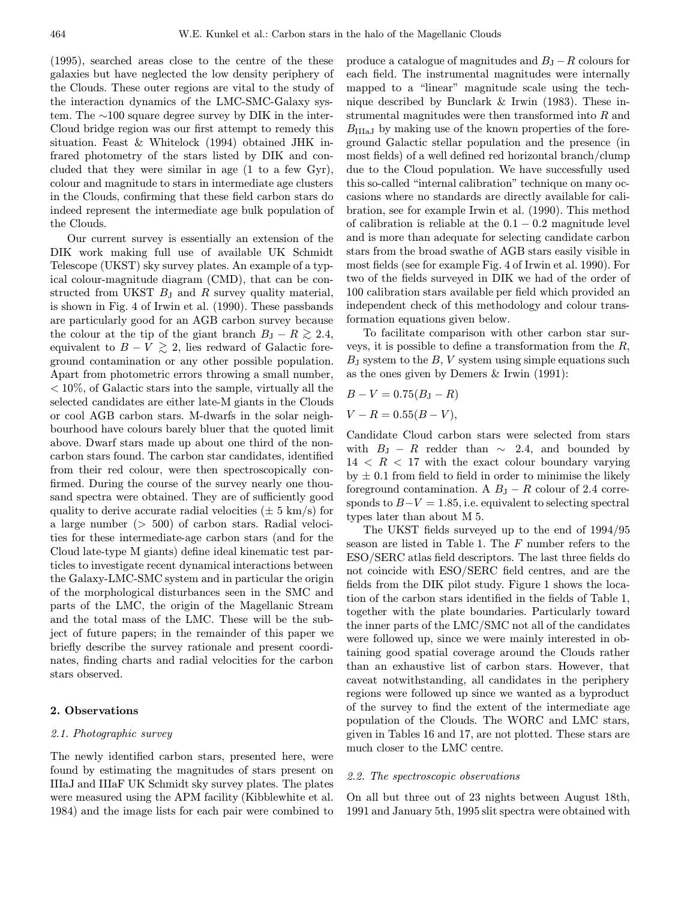(1995), searched areas close to the centre of the these galaxies but have neglected the low density periphery of the Clouds. These outer regions are vital to the study of the interaction dynamics of the LMC-SMC-Galaxy system. The ∼100 square degree survey by DIK in the inter-Cloud bridge region was our first attempt to remedy this situation. Feast & Whitelock (1994) obtained JHK infrared photometry of the stars listed by DIK and concluded that they were similar in age (1 to a few Gyr), colour and magnitude to stars in intermediate age clusters in the Clouds, confirming that these field carbon stars do indeed represent the intermediate age bulk population of the Clouds.

Our current survey is essentially an extension of the DIK work making full use of available UK Schmidt Telescope (UKST) sky survey plates. An example of a typical colour-magnitude diagram (CMD), that can be constructed from UKST $B_{\rm J}$ and $R$ survey quality material, is shown in Fig. 4 of Irwin et al. (1990). These passbands are particularly good for an AGB carbon survey because the colour at the tip of the giant branch $B_{\rm J} - R \gtrsim 2.4$, equivalent to $B - V \gtrsim 2$, lies redward of Galactic foreground contamination or any other possible population. Apart from photometric errors throwing a small number, $< 10\%$, of Galactic stars into the sample, virtually all the selected candidates are either late-M giants in the Clouds or cool AGB carbon stars. M-dwarfs in the solar neighbourhood have colours barely bluer that the quoted limit above. Dwarf stars made up about one third of the non-carbon stars found. The carbon star candidates, identified from their red colour, were then spectroscopically confirmed. During the course of the survey nearly one thousand spectra were obtained. They are of sufficiently good quality to derive accurate radial velocities ($\pm$ 5 km/s) for a large number ($> 500$) of carbon stars. Radial velocities for these intermediate-age carbon stars (and for the Cloud late-type M giants) define ideal kinematic test particles to investigate recent dynamical interactions between the Galaxy-LMC-SMC system and in particular the origin of the morphological disturbances seen in the SMC and parts of the LMC, the origin of the Magellanic Stream and the total mass of the LMC. These will be the subject of future papers; in the remainder of this paper we briefly describe the survey rationale and present coordinates, finding charts and radial velocities for the carbon stars observed.

## 2. Observations

### *2.1. Photographic survey*

The newly identified carbon stars, presented here, were found by estimating the magnitudes of stars present on IIIaJ and IIIaF UK Schmidt sky survey plates. The plates were measured using the APM facility (Kibblewhite et al. 1984) and the image lists for each pair were combined to produce a catalogue of magnitudes and $B_{\rm J} - R$ colours for each field. The instrumental magnitudes were internally mapped to a "linear" magnitude scale using the technique described by Bunclark & Irwin (1983). These instrumental magnitudes were then transformed into $R$ and $B_{\rm IIIaJ}$ by making use of the known properties of the foreground Galactic stellar population and the presence (in most fields) of a well defined red horizontal branch/clump due to the Cloud population. We have successfully used this so-called "internal calibration" technique on many occasions where no standards are directly available for calibration, see for example Irwin et al. (1990). This method of calibration is reliable at the $0.1 - 0.2$ magnitude level and is more than adequate for selecting candidate carbon stars from the broad swathe of AGB stars easily visible in most fields (see for example Fig. 4 of Irwin et al. 1990). For two of the fields surveyed in DIK we had of the order of 100 calibration stars available per field which provided an independent check of this methodology and colour transformation equations given below.

To facilitate comparison with other carbon star surveys, it is possible to define a transformation from the $R$, $B_{\rm J}$ system to the $B$, $V$ system using simple equations such as the ones given by Demers & Irwin (1991):

$$B - V = 0.75(B_{\rm J} - R)$$

$$V - R = 0.55(B - V),$$

Candidate Cloud carbon stars were selected from stars with $B_{\rm J} - R$ redder than $\sim$ 2.4, and bounded by $14 < R < 17$ with the exact colour boundary varying by $\pm$ 0.1 from field to field in order to minimise the likely foreground contamination. A $B_{\rm J} - R$ colour of 2.4 corresponds to $B - V = 1.85$, i.e. equivalent to selecting spectral types later than about M 5.

The UKST fields surveyed up to the end of 1994/95 season are listed in Table 1. The $F$ number refers to the ESO/SERC atlas field descriptors. The last three fields do not coincide with ESO/SERC field centres, and are the fields from the DIK pilot study. Figure 1 shows the location of the carbon stars identified in the fields of Table 1, together with the plate boundaries. Particularly toward the inner parts of the LMC/SMC not all of the candidates were followed up, since we were mainly interested in obtaining good spatial coverage around the Clouds rather than an exhaustive list of carbon stars. However, that caveat notwithstanding, all candidates in the periphery regions were followed up since we wanted as a byproduct of the survey to find the extent of the intermediate age population of the Clouds. The WORC and LMC stars, given in Tables 16 and 17, are not plotted. These stars are much closer to the LMC centre.

### *2.2. The spectroscopic observations*

On all but three out of 23 nights between August 18th, 1991 and January 5th, 1995 slit spectra were obtained with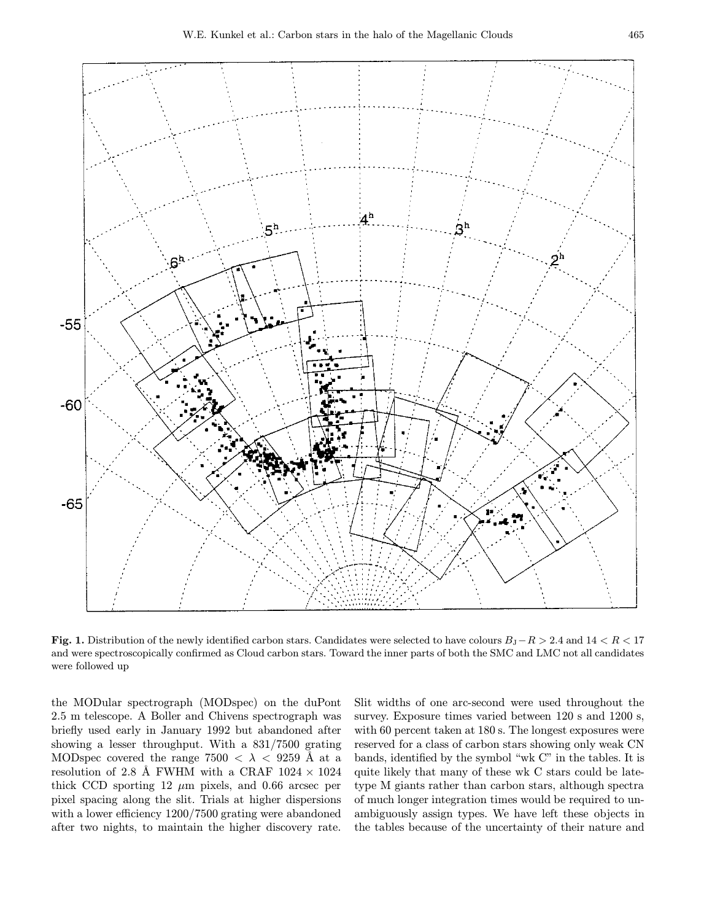**Fig. 1.** Distribution of the newly identified carbon stars. Candidates were selected to have colours $B_J - R > 2.4$ and $14 < R < 17$ and were spectroscopically confirmed as Cloud carbon stars. Toward the inner parts of both the SMC and LMC not all candidates were followed up

the MODular spectrograph (MODspec) on the duPont 2.5 m telescope. A Boller and Chivens spectrograph was briefly used early in January 1992 but abandoned after showing a lesser throughput. With a 831/7500 grating MODspec covered the range $7500 < \lambda < 9259$ Å at a resolution of 2.8 Å FWHM with a CRAF $1024 \times 1024$ thick CCD sporting 12 $\mu$m pixels, and 0.66 arcsec per pixel spacing along the slit. Trials at higher dispersions with a lower efficiency 1200/7500 grating were abandoned after two nights, to maintain the higher discovery rate. Slit widths of one arc-second were used throughout the survey. Exposure times varied between 120 s and 1200 s, with 60 percent taken at 180 s. The longest exposures were reserved for a class of carbon stars showing only weak CN bands, identified by the symbol "wk C" in the tables. It is quite likely that many of these wk C stars could be late-type M giants rather than carbon stars, although spectra of much longer integration times would be required to unambiguously assign types. We have left these objects in the tables because of the uncertainty of their nature and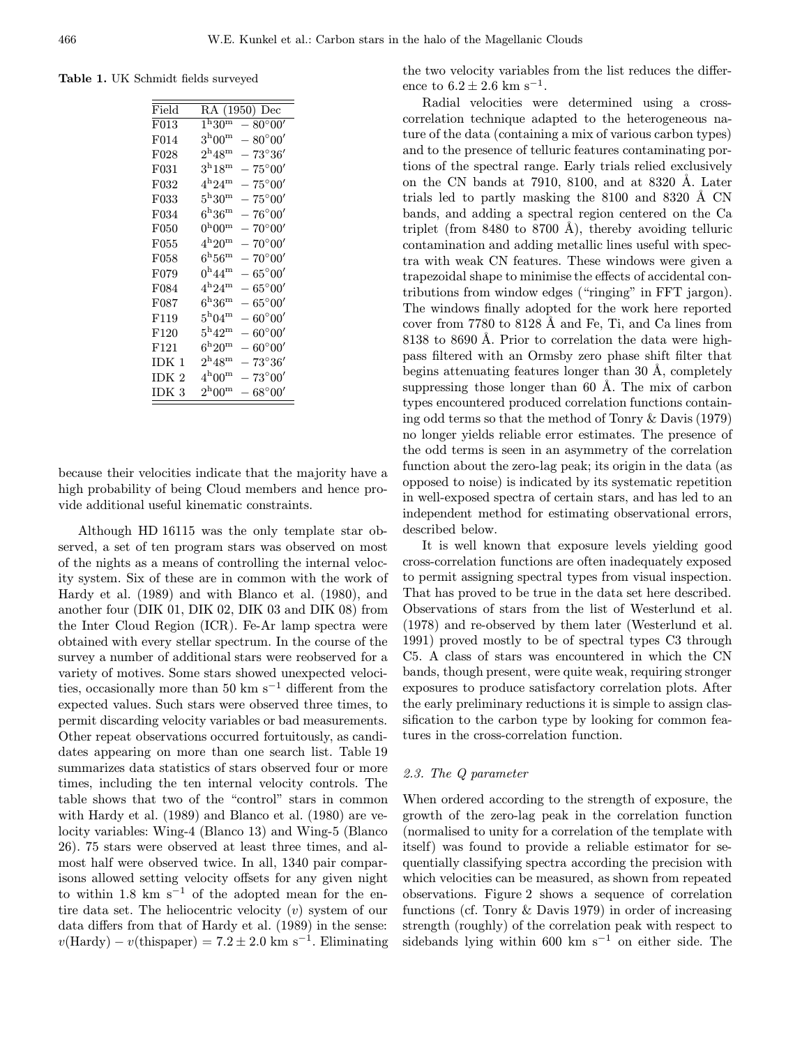**Table 1.** UK Schmidt fields surveyed

| Field | RA (1950) Dec | |
|---|---|---|
| F013 | $1^h30^m$ | $-80°00'$ |
| F014 | $3^h00^m$ | $-80°00'$ |
| F028 | $2^h48^m$ | $-73°36'$ |
| F031 | $3^h18^m$ | $-75°00'$ |
| F032 | $4^h24^m$ | $-75°00'$ |
| F033 | $5^h30^m$ | $-75°00'$ |
| F034 | $6^h36^m$ | $-76°00'$ |
| F050 | $0^h00^m$ | $-70°00'$ |
| F055 | $4^h20^m$ | $-70°00'$ |
| F058 | $6^h56^m$ | $-70°00'$ |
| F079 | $0^h44^m$ | $-65°00'$ |
| F084 | $4^h24^m$ | $-65°00'$ |
| F087 | $6^h36^m$ | $-65°00'$ |
| F119 | $5^h04^m$ | $-60°00'$ |
| F120 | $5^h42^m$ | $-60°00'$ |
| F121 | $6^h20^m$ | $-60°00'$ |
| IDK 1 | $2^h48^m$ | $-73°36'$ |
| IDK 2 | $4^h00^m$ | $-73°00'$ |
| IDK 3 | $2^h00^m$ | $-68°00'$ |

because their velocities indicate that the majority have a high probability of being Cloud members and hence provide additional useful kinematic constraints.

Although HD 16115 was the only template star observed, a set of ten program stars was observed on most of the nights as a means of controlling the internal velocity system. Six of these are in common with the work of Hardy et al. (1989) and with Blanco et al. (1980), and another four (DIK 01, DIK 02, DIK 03 and DIK 08) from the Inter Cloud Region (ICR). Fe-Ar lamp spectra were obtained with every stellar spectrum. In the course of the survey a number of additional stars were reobserved for a variety of motives. Some stars showed unexpected velocities, occasionally more than 50 km s$^{-1}$ different from the expected values. Such stars were observed three times, to permit discarding velocity variables or bad measurements. Other repeat observations occurred fortuitously, as candidates appearing on more than one search list. Table 19 summarizes data statistics of stars observed four or more times, including the ten internal velocity controls. The table shows that two of the "control" stars in common with Hardy et al. (1989) and Blanco et al. (1980) are velocity variables: Wing-4 (Blanco 13) and Wing-5 (Blanco 26). 75 stars were observed at least three times, and almost half were observed twice. In all, 1340 pair comparisons allowed setting velocity offsets for any given night to within 1.8 km s$^{-1}$ of the adopted mean for the entire data set. The heliocentric velocity ($v$) system of our data differs from that of Hardy et al. (1989) in the sense: $v(\text{Hardy}) - v(\text{thispaper}) = 7.2 \pm 2.0$ km s$^{-1}$. Eliminating the two velocity variables from the list reduces the difference to $6.2 \pm 2.6$ km s$^{-1}$.

Radial velocities were determined using a cross-correlation technique adapted to the heterogeneous nature of the data (containing a mix of various carbon types) and to the presence of telluric features contaminating portions of the spectral range. Early trials relied exclusively on the CN bands at 7910, 8100, and at 8320 Å. Later trials led to partly masking the 8100 and 8320 Å CN bands, and adding a spectral region centered on the Ca triplet (from 8480 to 8700 Å), thereby avoiding telluric contamination and adding metallic lines useful with spectra with weak CN features. These windows were given a trapezoidal shape to minimise the effects of accidental contributions from window edges ("ringing" in FFT jargon). The windows finally adopted for the work here reported cover from 7780 to 8128 Å and Fe, Ti, and Ca lines from 8138 to 8690 Å. Prior to correlation the data were high-pass filtered with an Ormsby zero phase shift filter that begins attenuating features longer than 30 Å, completely suppressing those longer than 60 Å. The mix of carbon types encountered produced correlation functions containing odd terms so that the method of Tonry & Davis (1979) no longer yields reliable error estimates. The presence of the odd terms is seen in an asymmetry of the correlation function about the zero-lag peak; its origin in the data (as opposed to noise) is indicated by its systematic repetition in well-exposed spectra of certain stars, and has led to an independent method for estimating observational errors, described below.

It is well known that exposure levels yielding good cross-correlation functions are often inadequately exposed to permit assigning spectral types from visual inspection. That has proved to be true in the data set here described. Observations of stars from the list of Westerlund et al. (1978) and re-observed by them later (Westerlund et al. 1991) proved mostly to be of spectral types C3 through C5. A class of stars was encountered in which the CN bands, though present, were quite weak, requiring stronger exposures to produce satisfactory correlation plots. After the early preliminary reductions it is simple to assign classification to the carbon type by looking for common features in the cross-correlation function.

### 2.3. The Q parameter

When ordered according to the strength of exposure, the growth of the zero-lag peak in the correlation function (normalised to unity for a correlation of the template with itself) was found to provide a reliable estimator for sequentially classifying spectra according the precision with which velocities can be measured, as shown from repeated observations. Figure 2 shows a sequence of correlation functions (cf. Tonry & Davis 1979) in order of increasing strength (roughly) of the correlation peak with respect to sidebands lying within 600 km s$^{-1}$ on either side. The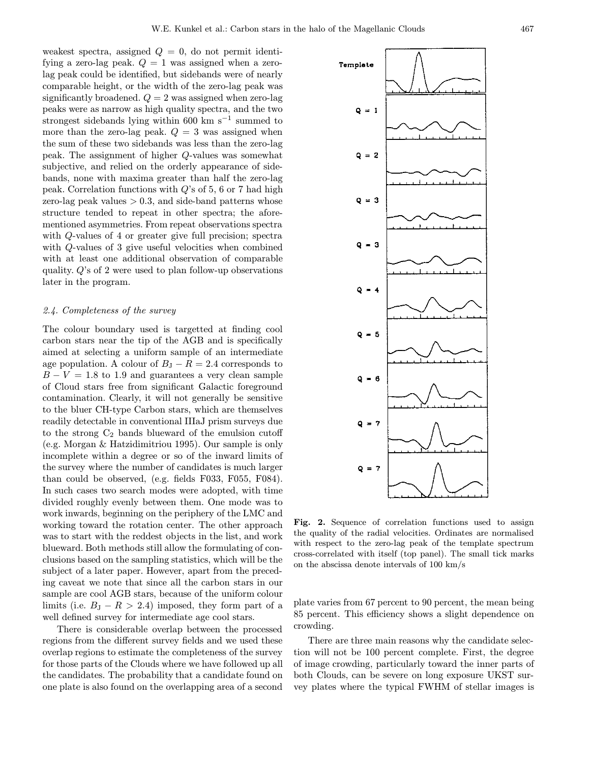weakest spectra, assigned $Q = 0$, do not permit identifying a zero-lag peak. $Q = 1$ was assigned when a zero-lag peak could be identified, but sidebands were of nearly comparable height, or the width of the zero-lag peak was significantly broadened. $Q = 2$ was assigned when zero-lag peaks were as narrow as high quality spectra, and the two strongest sidebands lying within 600 km s$^{-1}$ summed to more than the zero-lag peak. $Q = 3$ was assigned when the sum of these two sidebands was less than the zero-lag peak. The assignment of higher $Q$-values was somewhat subjective, and relied on the orderly appearance of sidebands, none with maxima greater than half the zero-lag peak. Correlation functions with $Q$'s of 5, 6 or 7 had high zero-lag peak values $> 0.3$, and side-band patterns whose structure tended to repeat in other spectra; the aforementioned asymmetries. From repeat observations spectra with $Q$-values of 4 or greater give full precision; spectra with $Q$-values of 3 give useful velocities when combined with at least one additional observation of comparable quality. $Q$'s of 2 were used to plan follow-up observations later in the program.

### 2.4. Completeness of the survey

The colour boundary used is targetted at finding cool carbon stars near the tip of the AGB and is specifically aimed at selecting a uniform sample of an intermediate age population. A colour of $B_{\rm J} - R = 2.4$ corresponds to $B - V = 1.8$ to 1.9 and guarantees a very clean sample of Cloud stars free from significant Galactic foreground contamination. Clearly, it will not generally be sensitive to the bluer CH-type Carbon stars, which are themselves readily detectable in conventional IIIaJ prism surveys due to the strong $C_2$ bands blueward of the emulsion cutoff (e.g. Morgan & Hatzidimitriou 1995). Our sample is only incomplete within a degree or so of the inward limits of the survey where the number of candidates is much larger than could be observed, (e.g. fields F033, F055, F084). In such cases two search modes were adopted, with time divided roughly evenly between them. One mode was to work inwards, beginning on the periphery of the LMC and working toward the rotation center. The other approach was to start with the reddest objects in the list, and work blueward. Both methods still allow the formulating of conclusions based on the sampling statistics, which will be the subject of a later paper. However, apart from the preceding caveat we note that since all the carbon stars in our sample are cool AGB stars, because of the uniform colour limits (i.e. $B_{\rm J} - R > 2.4$) imposed, they form part of a well defined survey for intermediate age cool stars.

There is considerable overlap between the processed regions from the different survey fields and we used these overlap regions to estimate the completeness of the survey for those parts of the Clouds where we have followed up all the candidates. The probability that a candidate found on one plate is also found on the overlapping area of a second plate varies from 67 percent to 90 percent, the mean being 85 percent. This efficiency shows a slight dependence on crowding.

**Fig. 2.** Sequence of correlation functions used to assign the quality of the radial velocities. Ordinates are normalised with respect to the zero-lag peak of the template spectrum cross-correlated with itself (top panel). The small tick marks on the abscissa denote intervals of 100 km/s

There are three main reasons why the candidate selection will not be 100 percent complete. First, the degree of image crowding, particularly toward the inner parts of both Clouds, can be severe on long exposure UKST survey plates where the typical FWHM of stellar images is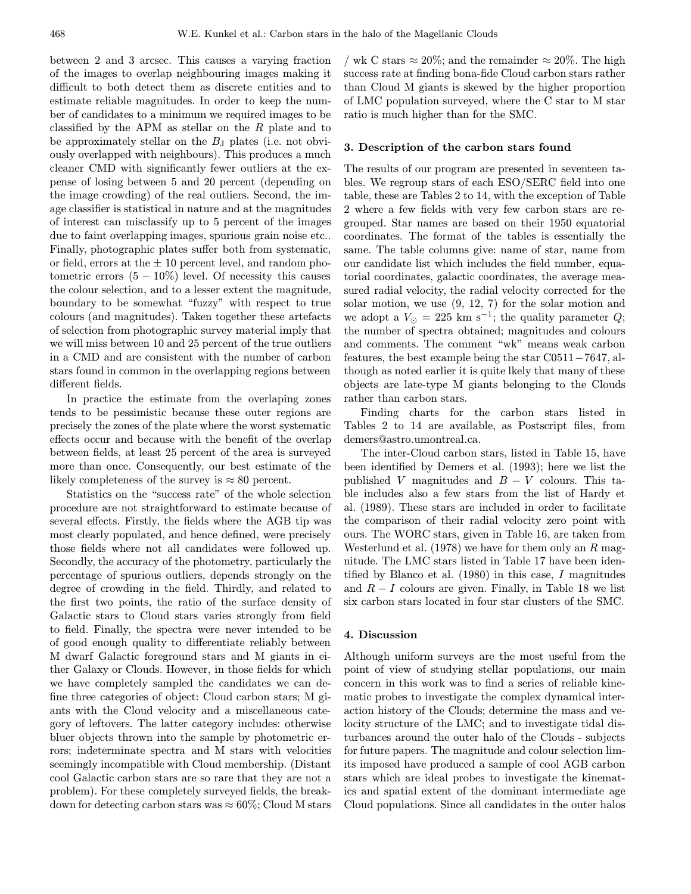between 2 and 3 arcsec. This causes a varying fraction of the images to overlap neighbouring images making it difficult to both detect them as discrete entities and to estimate reliable magnitudes. In order to keep the number of candidates to a minimum we required images to be classified by the APM as stellar on the $R$ plate and to be approximately stellar on the $B_J$ plates (i.e. not obviously overlapped with neighbours). This produces a much cleaner CMD with significantly fewer outliers at the expense of losing between 5 and 20 percent (depending on the image crowding) of the real outliers. Second, the image classifier is statistical in nature and at the magnitudes of interest can misclassify up to 5 percent of the images due to faint overlapping images, spurious grain noise etc.. Finally, photographic plates suffer both from systematic, or field, errors at the $\pm$ 10 percent level, and random photometric errors $(5 - 10\%)$ level. Of necessity this causes the colour selection, and to a lesser extent the magnitude, boundary to be somewhat "fuzzy" with respect to true colours (and magnitudes). Taken together these artefacts of selection from photographic survey material imply that we will miss between 10 and 25 percent of the true outliers in a CMD and are consistent with the number of carbon stars found in common in the overlapping regions between different fields.

In practice the estimate from the overlaping zones tends to be pessimistic because these outer regions are precisely the zones of the plate where the worst systematic effects occur and because with the benefit of the overlap between fields, at least 25 percent of the area is surveyed more than once. Consequently, our best estimate of the likely completeness of the survey is $\approx 80$ percent.

Statistics on the "success rate" of the whole selection procedure are not straightforward to estimate because of several effects. Firstly, the fields where the AGB tip was most clearly populated, and hence defined, were precisely those fields where not all candidates were followed up. Secondly, the accuracy of the photometry, particularly the percentage of spurious outliers, depends strongly on the degree of crowding in the field. Thirdly, and related to the first two points, the ratio of the surface density of Galactic stars to Cloud stars varies strongly from field to field. Finally, the spectra were never intended to be of good enough quality to differentiate reliably between M dwarf Galactic foreground stars and M giants in either Galaxy or Clouds. However, in those fields for which we have completely sampled the candidates we can define three categories of object: Cloud carbon stars; M giants with the Cloud velocity and a miscellaneous category of leftovers. The latter category includes: otherwise bluer objects thrown into the sample by photometric errors; indeterminate spectra and M stars with velocities seemingly incompatible with Cloud membership. (Distant cool Galactic carbon stars are so rare that they are not a problem). For these completely surveyed fields, the breakdown for detecting carbon stars was $\approx 60\%$; Cloud M stars / wk C stars $\approx 20\%$; and the remainder $\approx 20\%$. The high success rate at finding bona-fide Cloud carbon stars rather than Cloud M giants is skewed by the higher proportion of LMC population surveyed, where the C star to M star ratio is much higher than for the SMC.

## 3. Description of the carbon stars found

The results of our program are presented in seventeen tables. We regroup stars of each ESO/SERC field into one table, these are Tables 2 to 14, with the exception of Table 2 where a few fields with very few carbon stars are regrouped. Star names are based on their 1950 equatorial coordinates. The format of the tables is essentially the same. The table columns give: name of star, name from our candidate list which includes the field number, equatorial coordinates, galactic coordinates, the average measured radial velocity, the radial velocity corrected for the solar motion, we use (9, 12, 7) for the solar motion and we adopt a $V_{\odot} = 225$ km s$^{-1}$; the quality parameter $Q$; the number of spectra obtained; magnitudes and colours and comments. The comment "wk" means weak carbon features, the best example being the star C0511−7647, although as noted earlier it is quite lkely that many of these objects are late-type M giants belonging to the Clouds rather than carbon stars.

Finding charts for the carbon stars listed in Tables 2 to 14 are available, as Postscript files, from demers@astro.umontreal.ca.

The inter-Cloud carbon stars, listed in Table 15, have been identified by Demers et al. (1993); here we list the published $V$ magnitudes and $B-V$ colours. This table includes also a few stars from the list of Hardy et al. (1989). These stars are included in order to facilitate the comparison of their radial velocity zero point with ours. The WORC stars, given in Table 16, are taken from Westerlund et al. (1978) we have for them only an $R$ magnitude. The LMC stars listed in Table 17 have been identified by Blanco et al. (1980) in this case, $I$ magnitudes and $R-I$ colours are given. Finally, in Table 18 we list six carbon stars located in four star clusters of the SMC.

## 4. Discussion

Although uniform surveys are the most useful from the point of view of studying stellar populations, our main concern in this work was to find a series of reliable kinematic probes to investigate the complex dynamical interaction history of the Clouds; determine the mass and velocity structure of the LMC; and to investigate tidal disturbances around the outer halo of the Clouds - subjects for future papers. The magnitude and colour selection limits imposed have produced a sample of cool AGB carbon stars which are ideal probes to investigate the kinematics and spatial extent of the dominant intermediate age Cloud populations. Since all candidates in the outer halos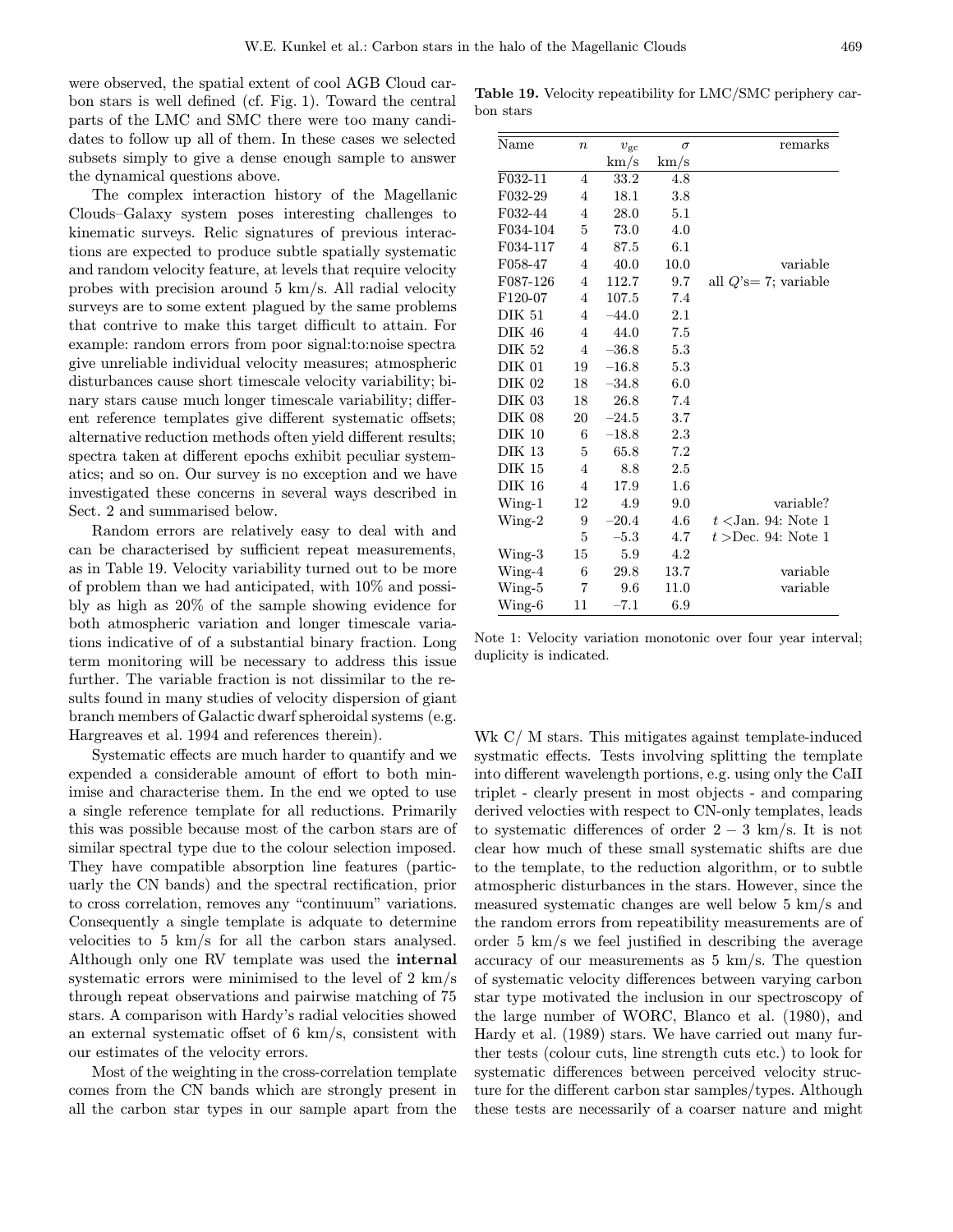were observed, the spatial extent of cool AGB Cloud carbon stars is well defined (cf. Fig. 1). Toward the central parts of the LMC and SMC there were too many candidates to follow up all of them. In these cases we selected subsets simply to give a dense enough sample to answer the dynamical questions above.

The complex interaction history of the Magellanic Clouds–Galaxy system poses interesting challenges to kinematic surveys. Relic signatures of previous interactions are expected to produce subtle spatially systematic and random velocity feature, at levels that require velocity probes with precision around 5 km/s. All radial velocity surveys are to some extent plagued by the same problems that contrive to make this target difficult to attain. For example: random errors from poor signal:to:noise spectra give unreliable individual velocity measures; atmospheric disturbances cause short timescale velocity variability; binary stars cause much longer timescale variability; different reference templates give different systematic offsets; alternative reduction methods often yield different results; spectra taken at different epochs exhibit peculiar systematics; and so on. Our survey is no exception and we have investigated these concerns in several ways described in Sect. 2 and summarised below.

Random errors are relatively easy to deal with and can be characterised by sufficient repeat measurements, as in Table 19. Velocity variability turned out to be more of problem than we had anticipated, with 10% and possibly as high as 20% of the sample showing evidence for both atmospheric variation and longer timescale variations indicative of of a substantial binary fraction. Long term monitoring will be necessary to address this issue further. The variable fraction is not dissimilar to the results found in many studies of velocity dispersion of giant branch members of Galactic dwarf spheroidal systems (e.g. Hargreaves et al. 1994 and references therein).

Systematic effects are much harder to quantify and we expended a considerable amount of effort to both minimise and characterise them. In the end we opted to use a single reference template for all reductions. Primarily this was possible because most of the carbon stars are of similar spectral type due to the colour selection imposed. They have compatible absorption line features (particuarly the CN bands) and the spectral rectification, prior to cross correlation, removes any "continuum" variations. Consequently a single template is adquate to determine velocities to 5 km/s for all the carbon stars analysed. Although only one RV template was used the **internal** systematic errors were minimised to the level of 2 km/s through repeat observations and pairwise matching of 75 stars. A comparison with Hardy's radial velocities showed an external systematic offset of 6 km/s, consistent with our estimates of the velocity errors.

Most of the weighting in the cross-correlation template comes from the CN bands which are strongly present in all the carbon star types in our sample apart from the Wk C/ M stars. This mitigates against template-induced systmatic effects. Tests involving splitting the template into different wavelength portions, e.g. using only the CaII triplet - clearly present in most objects - and comparing derived velocties with respect to CN-only templates, leads to systematic differences of order $2-3$ km/s. It is not clear how much of these small systematic shifts are due to the template, to the reduction algorithm, or to subtle atmospheric disturbances in the stars. However, since the measured systematic changes are well below 5 km/s and the random errors from repeatibility measurements are of order 5 km/s we feel justified in describing the average accuracy of our measurements as 5 km/s. The question of systematic velocity differences between varying carbon star type motivated the inclusion in our spectroscopy of the large number of WORC, Blanco et al. (1980), and Hardy et al. (1989) stars. We have carried out many further tests (colour cuts, line strength cuts etc.) to look for systematic differences between perceived velocity structure for the different carbon star samples/types. Although these tests are necessarily of a coarser nature and might

**Table 19.** Velocity repeatibility for LMC/SMC periphery carbon stars

| Name | $n$ | $v_{\rm gc}$ km/s | $\sigma$ km/s | remarks |
|---|---|---|---|---|
| F032-11 | 4 | 33.2 | 4.8 | |
| F032-29 | 4 | 18.1 | 3.8 | |
| F032-44 | 4 | 28.0 | 5.1 | |
| F034-104 | 5 | 73.0 | 4.0 | |
| F034-117 | 4 | 87.5 | 6.1 | |
| F058-47 | 4 | 40.0 | 10.0 | variable |
| F087-126 | 4 | 112.7 | 9.7 | all $Q$'s= 7; variable |
| F120-07 | 4 | 107.5 | 7.4 | |
| DIK 51 | 4 | −44.0 | 2.1 | |
| DIK 46 | 4 | 44.0 | 7.5 | |
| DIK 52 | 4 | −36.8 | 5.3 | |
| DIK 01 | 19 | −16.8 | 5.3 | |
| DIK 02 | 18 | −34.8 | 6.0 | |
| DIK 03 | 18 | 26.8 | 7.4 | |
| DIK 08 | 20 | −24.5 | 3.7 | |
| DIK 10 | 6 | −18.8 | 2.3 | |
| DIK 13 | 5 | 65.8 | 7.2 | |
| DIK 15 | 4 | 8.8 | 2.5 | |
| DIK 16 | 4 | 17.9 | 1.6 | |
| Wing-1 | 12 | 4.9 | 9.0 | variable? |
| Wing-2 | 9 | −20.4 | 4.6 | $t$ <Jan. 94: Note 1 |
| | 5 | −5.3 | 4.7 | $t$ >Dec. 94: Note 1 |
| Wing-3 | 15 | 5.9 | 4.2 | |
| Wing-4 | 6 | 29.8 | 13.7 | variable |
| Wing-5 | 7 | 9.6 | 11.0 | variable |
| Wing-6 | 11 | −7.1 | 6.9 | |

Note 1: Velocity variation monotonic over four year interval; duplicity is indicated.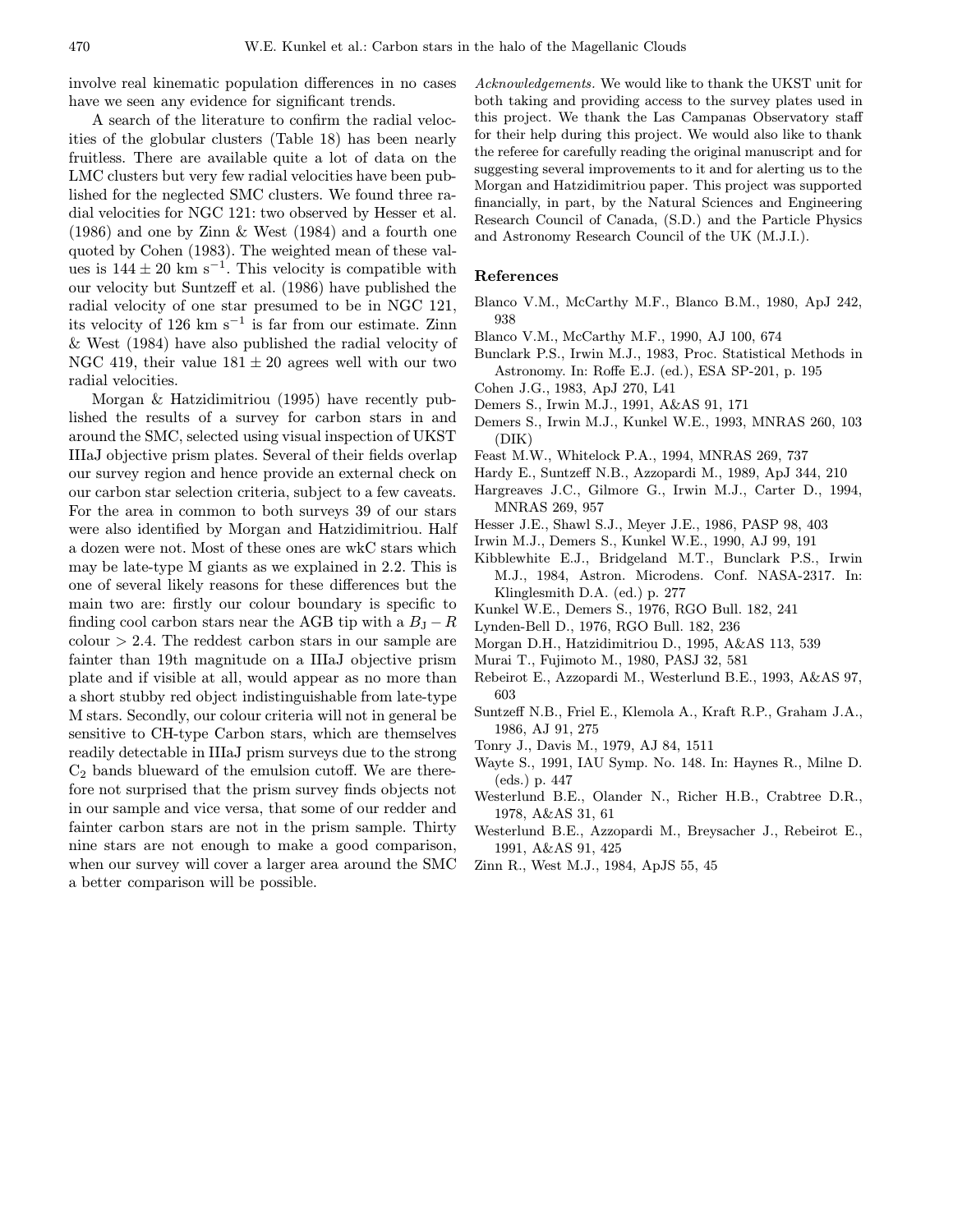involve real kinematic population differences in no cases have we seen any evidence for significant trends.

A search of the literature to confirm the radial velocities of the globular clusters (Table 18) has been nearly fruitless. There are available quite a lot of data on the LMC clusters but very few radial velocities have been published for the neglected SMC clusters. We found three radial velocities for NGC 121: two observed by Hesser et al. (1986) and one by Zinn & West (1984) and a fourth one quoted by Cohen (1983). The weighted mean of these values is $144 \pm 20$ km s$^{-1}$. This velocity is compatible with our velocity but Suntzeff et al. (1986) have published the radial velocity of one star presumed to be in NGC 121, its velocity of 126 km s$^{-1}$ is far from our estimate. Zinn & West (1984) have also published the radial velocity of NGC 419, their value $181 \pm 20$ agrees well with our two radial velocities.

Morgan & Hatzidimitriou (1995) have recently published the results of a survey for carbon stars in and around the SMC, selected using visual inspection of UKST IIIaJ objective prism plates. Several of their fields overlap our survey region and hence provide an external check on our carbon star selection criteria, subject to a few caveats. For the area in common to both surveys 39 of our stars were also identified by Morgan and Hatzidimitriou. Half a dozen were not. Most of these ones are wkC stars which may be late-type M giants as we explained in 2.2. This is one of several likely reasons for these differences but the main two are: firstly our colour boundary is specific to finding cool carbon stars near the AGB tip with a $B_J - R$ colour $> 2.4$. The reddest carbon stars in our sample are fainter than 19th magnitude on a IIIaJ objective prism plate and if visible at all, would appear as no more than a short stubby red object indistinguishable from late-type M stars. Secondly, our colour criteria will not in general be sensitive to CH-type Carbon stars, which are themselves readily detectable in IIIaJ prism surveys due to the strong $C_2$ bands blueward of the emulsion cutoff. We are therefore not surprised that the prism survey finds objects not in our sample and vice versa, that some of our redder and fainter carbon stars are not in the prism sample. Thirty nine stars are not enough to make a good comparison, when our survey will cover a larger area around the SMC a better comparison will be possible.

*Acknowledgements.* We would like to thank the UKST unit for both taking and providing access to the survey plates used in this project. We thank the Las Campanas Observatory staff for their help during this project. We would also like to thank the referee for carefully reading the original manuscript and for suggesting several improvements to it and for alerting us to the Morgan and Hatzidimitriou paper. This project was supported financially, in part, by the Natural Sciences and Engineering Research Council of Canada, (S.D.) and the Particle Physics and Astronomy Research Council of the UK (M.J.I.).

## References

- Blanco V.M., McCarthy M.F., Blanco B.M., 1980, ApJ 242, 938
- Blanco V.M., McCarthy M.F., 1990, AJ 100, 674
- Bunclark P.S., Irwin M.J., 1983, Proc. Statistical Methods in Astronomy. In: Roffe E.J. (ed.), ESA SP-201, p. 195
- Cohen J.G., 1983, ApJ 270, L41
- Demers S., Irwin M.J., 1991, A&AS 91, 171
- Demers S., Irwin M.J., Kunkel W.E., 1993, MNRAS 260, 103 (DIK)
- Feast M.W., Whitelock P.A., 1994, MNRAS 269, 737
- Hardy E., Suntzeff N.B., Azzopardi M., 1989, ApJ 344, 210
- Hargreaves J.C., Gilmore G., Irwin M.J., Carter D., 1994, MNRAS 269, 957
- Hesser J.E., Shawl S.J., Meyer J.E., 1986, PASP 98, 403
- Irwin M.J., Demers S., Kunkel W.E., 1990, AJ 99, 191
- Kibblewhite E.J., Bridgeland M.T., Bunclark P.S., Irwin M.J., 1984, Astron. Microdens. Conf. NASA-2317. In: Klinglesmith D.A. (ed.) p. 277
- Kunkel W.E., Demers S., 1976, RGO Bull. 182, 241
- Lynden-Bell D., 1976, RGO Bull. 182, 236
- Morgan D.H., Hatzidimitriou D., 1995, A&AS 113, 539
- Murai T., Fujimoto M., 1980, PASJ 32, 581
- Rebeirot E., Azzopardi M., Westerlund B.E., 1993, A&AS 97, 603
- Suntzeff N.B., Friel E., Klemola A., Kraft R.P., Graham J.A., 1986, AJ 91, 275
- Tonry J., Davis M., 1979, AJ 84, 1511
- Wayte S., 1991, IAU Symp. No. 148. In: Haynes R., Milne D. (eds.) p. 447
- Westerlund B.E., Olander N., Richer H.B., Crabtree D.R., 1978, A&AS 31, 61
- Westerlund B.E., Azzopardi M., Breysacher J., Rebeirot E., 1991, A&AS 91, 425
- Zinn R., West M.J., 1984, ApJS 55, 45